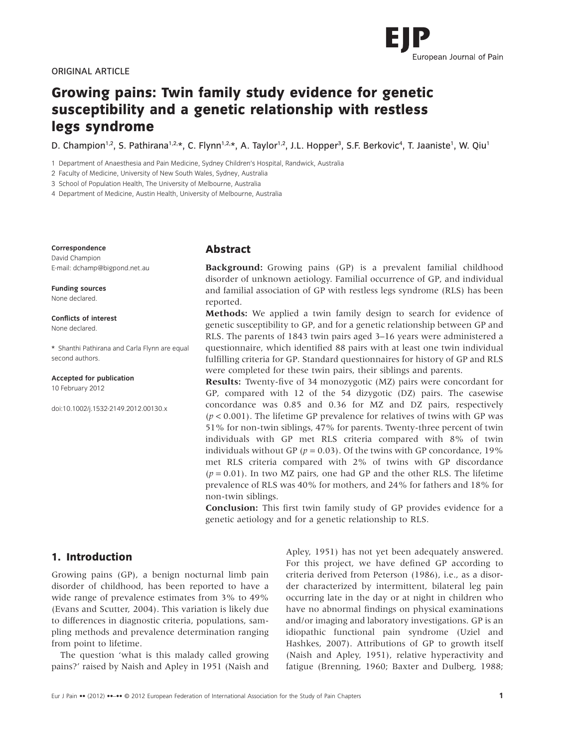ORIGINAL ARTICLE

# Growing pains: Twin family study evidence for genetic susceptibility and a genetic relationship with restless legs syndrome

D. Champion[1,2], S. Pathirana[1,2,*], C. Flynn[1,2,*], A. Taylor[1,2], J.L. Hopper[3], S.F. Berkovic[4], T. Jaaniste[1], W. Qiu[1]

1 Department of Anaesthesia and Pain Medicine, Sydney Children's Hospital, Randwick, Australia

2 Faculty of Medicine, University of New South Wales, Sydney, Australia

3 School of Population Health, The University of Melbourne, Australia

4 Department of Medicine, Austin Health, University of Melbourne, Australia

**Correspondence**
David Champion
E-mail: dchamp@bigpond.net.au

**Funding sources**
None declared.

**Conflicts of interest**
None declared.

\* Shanthi Pathirana and Carla Flynn are equal second authors.

**Accepted for publication**
10 February 2012

doi:10.1002/j.1532-2149.2012.00130.x

## Abstract

**Background:** Growing pains (GP) is a prevalent familial childhood disorder of unknown aetiology. Familial occurrence of GP, and individual and familial association of GP with restless legs syndrome (RLS) has been reported.

**Methods:** We applied a twin family design to search for evidence of genetic susceptibility to GP, and for a genetic relationship between GP and RLS. The parents of 1843 twin pairs aged 3–16 years were administered a questionnaire, which identified 88 pairs with at least one twin individual fulfilling criteria for GP. Standard questionnaires for history of GP and RLS were completed for these twin pairs, their siblings and parents.

**Results:** Twenty-five of 34 monozygotic (MZ) pairs were concordant for GP, compared with 12 of the 54 dizygotic (DZ) pairs. The casewise concordance was 0.85 and 0.36 for MZ and DZ pairs, respectively ($p < 0.001$). The lifetime GP prevalence for relatives of twins with GP was 51% for non-twin siblings, 47% for parents. Twenty-three percent of twin individuals with GP met RLS criteria compared with 8% of twin individuals without GP ($p = 0.03$). Of the twins with GP concordance, 19% met RLS criteria compared with 2% of twins with GP discordance ($p = 0.01$). In two MZ pairs, one had GP and the other RLS. The lifetime prevalence of RLS was 40% for mothers, and 24% for fathers and 18% for non-twin siblings.

**Conclusion:** This first twin family study of GP provides evidence for a genetic aetiology and for a genetic relationship to RLS.

## 1. Introduction

Growing pains (GP), a benign nocturnal limb pain disorder of childhood, has been reported to have a wide range of prevalence estimates from 3% to 49% (Evans and Scutter, 2004). This variation is likely due to differences in diagnostic criteria, populations, sampling methods and prevalence determination ranging from point to lifetime.

The question 'what is this malady called growing pains?' raised by Naish and Apley in 1951 (Naish and Apley, 1951) has not yet been adequately answered. For this project, we have defined GP according to criteria derived from Peterson (1986), i.e., as a disorder characterized by intermittent, bilateral leg pain occurring late in the day or at night in children who have no abnormal findings on physical examinations and/or imaging and laboratory investigations. GP is an idiopathic functional pain syndrome (Uziel and Hashkes, 2007). Attributions of GP to growth itself (Naish and Apley, 1951), relative hyperactivity and fatigue (Brenning, 1960; Baxter and Dulberg, 1988;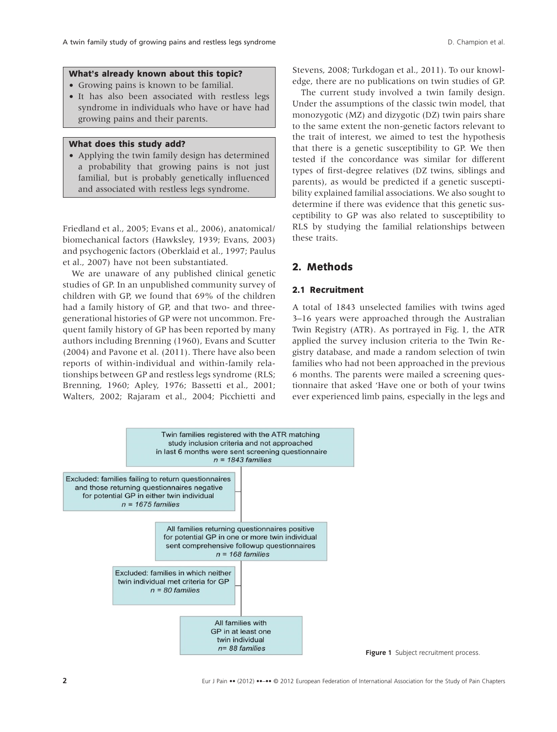**What's already known about this topic?**

- Growing pains is known to be familial.
- It has also been associated with restless legs syndrome in individuals who have or have had growing pains and their parents.

**What does this study add?**

- Applying the twin family design has determined a probability that growing pains is not just familial, but is probably genetically influenced and associated with restless legs syndrome.

Friedland et al., 2005; Evans et al., 2006), anatomical/biomechanical factors (Hawksley, 1939; Evans, 2003) and psychogenic factors (Oberklaid et al., 1997; Paulus et al., 2007) have not been substantiated.

We are unaware of any published clinical genetic studies of GP. In an unpublished community survey of children with GP, we found that 69% of the children had a family history of GP, and that two- and three-generational histories of GP were not uncommon. Frequent family history of GP has been reported by many authors including Brenning (1960), Evans and Scutter (2004) and Pavone et al. (2011). There have also been reports of within-individual and within-family relationships between GP and restless legs syndrome (RLS; Brenning, 1960; Apley, 1976; Bassetti et al., 2001; Walters, 2002; Rajaram et al., 2004; Picchietti and Stevens, 2008; Turkdogan et al., 2011). To our knowledge, there are no publications on twin studies of GP.

The current study involved a twin family design. Under the assumptions of the classic twin model, that monozygotic (MZ) and dizygotic (DZ) twin pairs share to the same extent the non-genetic factors relevant to the trait of interest, we aimed to test the hypothesis that there is a genetic susceptibility to GP. We then tested if the concordance was similar for different types of first-degree relatives (DZ twins, siblings and parents), as would be predicted if a genetic susceptibility explained familial associations. We also sought to determine if there was evidence that this genetic susceptibility to GP was also related to susceptibility to RLS by studying the familial relationships between these traits.

## 2. Methods

### 2.1 Recruitment

A total of 1843 unselected families with twins aged 3–16 years were approached through the Australian Twin Registry (ATR). As portrayed in Fig. 1, the ATR applied the survey inclusion criteria to the Twin Registry database, and made a random selection of twin families who had not been approached in the previous 6 months. The parents were mailed a screening questionnaire that asked 'Have one or both of your twins ever experienced limb pains, especially in the legs and

Twin families registered with the ATR matching study inclusion criteria and not approached in last 6 months were sent screening questionnaire *n = 1843 families*

Excluded: families failing to return questionnaires and those returning questionnaires negative for potential GP in either twin individual *n = 1675 families*

All families returning questionnaires positive for potential GP in one or more twin individual sent comprehensive followup questionnaires *n = 168 families*

Excluded: families in which neither twin individual met criteria for GP *n = 80 families*

All families with GP in at least one twin individual *n= 88 families*

**Figure 1** Subject recruitment process.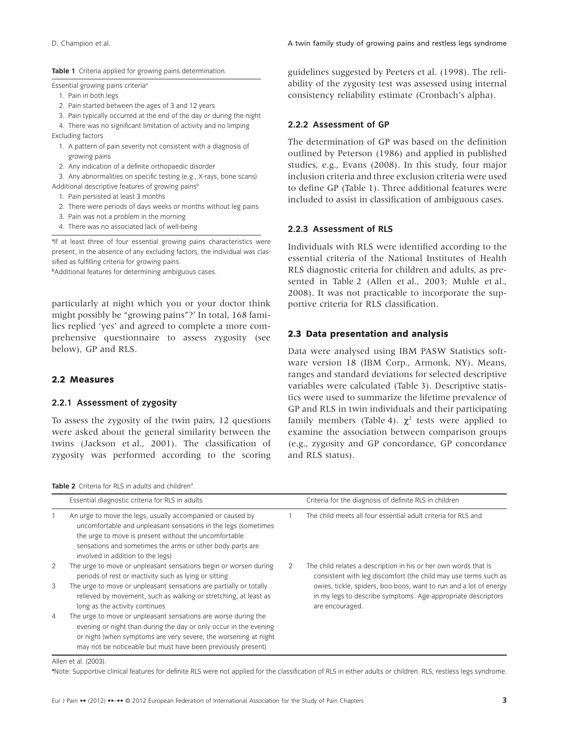**Table 1** Criteria applied for growing pains determination.

Essential growing pains criteria[a]

1. Pain in both legs
2. Pain started between the ages of 3 and 12 years
3. Pain typically occurred at the end of the day or during the night
4. There was no significant limitation of activity and no limping

Excluding factors

1. A pattern of pain severity not consistent with a diagnosis of growing pains
2. Any indication of a definite orthopaedic disorder
3. Any abnormalities on specific testing (e.g., X-rays, bone scans)

Additional descriptive features of growing pains[b]

1. Pain persisted at least 3 months
2. There were periods of days weeks or months without leg pains
3. Pain was not a problem in the morning
4. There was no associated lack of well-being

[a]If at least three of four essential growing pains characteristics were present, in the absence of any excluding factors, the individual was classified as fulfilling criteria for growing pains.
[b]Additional features for determining ambiguous cases.

particularly at night which you or your doctor think might possibly be "growing pains"?' In total, 168 families replied 'yes' and agreed to complete a more comprehensive questionnaire to assess zygosity (see below), GP and RLS.

## 2.2 Measures

### 2.2.1 Assessment of zygosity

To assess the zygosity of the twin pairs, 12 questions were asked about the general similarity between the twins (Jackson et al., 2001). The classification of zygosity was performed according to the scoring guidelines suggested by Peeters et al. (1998). The reliability of the zygosity test was assessed using internal consistency reliability estimate (Cronbach's alpha).

### 2.2.2 Assessment of GP

The determination of GP was based on the definition outlined by Peterson (1986) and applied in published studies, e.g., Evans (2008). In this study, four major inclusion criteria and three exclusion criteria were used to define GP (Table 1). Three additional features were included to assist in classification of ambiguous cases.

### 2.2.3 Assessment of RLS

Individuals with RLS were identified according to the essential criteria of the National Institutes of Health RLS diagnostic criteria for children and adults, as presented in Table 2 (Allen et al., 2003; Muhle et al., 2008). It was not practicable to incorporate the supportive criteria for RLS classification.

## 2.3 Data presentation and analysis

Data were analysed using IBM PASW Statistics software version 18 (IBM Corp., Armonk, NY). Means, ranges and standard deviations for selected descriptive variables were calculated (Table 3). Descriptive statistics were used to summarize the lifetime prevalence of GP and RLS in twin individuals and their participating family members (Table 4). $\chi^2$ tests were applied to examine the association between comparison groups (e.g., zygosity and GP concordance, GP concordance and RLS status).

**Table 2** Criteria for RLS in adults and children[a].

| | Essential diagnostic criteria for RLS in adults | | Criteria for the diagnosis of definite RLS in children |
|---|---|---|---|
| 1 | An urge to move the legs, usually accompanied or caused by uncomfortable and unpleasant sensations in the legs (sometimes the urge to move is present without the uncomfortable sensations and sometimes the arms or other body parts are involved in addition to the legs) | 1 | The child meets all four essential adult criteria for RLS and |
| 2 | The urge to move or unpleasant sensations begin or worsen during periods of rest or inactivity such as lying or sitting | 2 | The child relates a description in his or her own words that is consistent with leg discomfort (the child may use terms such as owies, tickle, spiders, boo-boos, want to run and a lot of energy in my legs to describe symptoms. Age-appropriate descriptors are encouraged. |
| 3 | The urge to move or unpleasant sensations are partially or totally relieved by movement, such as walking or stretching, at least as long as the activity continues | | |
| 4 | The urge to move or unpleasant sensations are worse during the evening or night than during the day or only occur in the evening or night (when symptoms are very severe, the worsening at night may not be noticeable but must have been previously present) | | |

Allen et al. (2003).
[a]Note: Supportive clinical features for definite RLS were not applied for the classification of RLS in either adults or children. RLS, restless legs syndrome.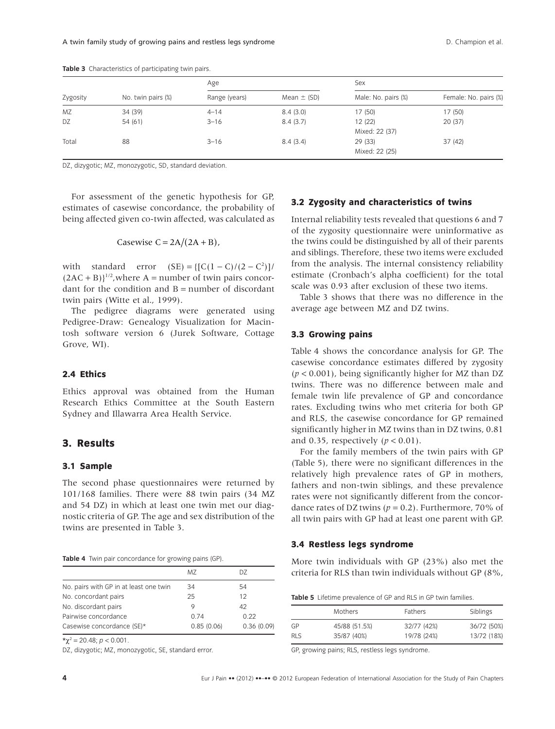**Table 3** Characteristics of participating twin pairs.

| Zygosity | No. twin pairs (%) | Age | | Sex | |
|---|---|---|---|---|---|
| | | Range (years) | Mean ± (SD) | Male: No. pairs (%) | Female: No. pairs (%) |
| MZ | 34 (39) | 4–14 | 8.4 (3.0) | 17 (50) | 17 (50) |
| DZ | 54 (61) | 3–16 | 8.4 (3.7) | 12 (22) Mixed: 22 (37) | 20 (37) |
| Total | 88 | 3–16 | 8.4 (3.4) | 29 (33) Mixed: 22 (25) | 37 (42) |

DZ, dizygotic; MZ, monozygotic, SD, standard deviation.

For assessment of the genetic hypothesis for GP, estimates of casewise concordance, the probability of being affected given co-twin affected, was calculated as

$$\text{Casewise C} = 2\text{A}/(2\text{A} + \text{B}),$$

with standard error $(\text{SE}) = \{[\text{C}(1 - \text{C})/(2 - \text{C}^2)]/(2\text{AC} + \text{B})\}^{1/2}$, where A = number of twin pairs concordant for the condition and B = number of discordant twin pairs (Witte et al., 1999).

The pedigree diagrams were generated using Pedigree-Draw: Genealogy Visualization for Macintosh software version 6 (Jurek Software, Cottage Grove, WI).

### 2.4 Ethics

Ethics approval was obtained from the Human Research Ethics Committee at the South Eastern Sydney and Illawarra Area Health Service.

## 3. Results

### 3.1 Sample

The second phase questionnaires were returned by 101/168 families. There were 88 twin pairs (34 MZ and 54 DZ) in which at least one twin met our diagnostic criteria of GP. The age and sex distribution of the twins are presented in Table 3.

**Table 4** Twin pair concordance for growing pains (GP).

| | MZ | DZ |
|---|---|---|
| No. pairs with GP in at least one twin | 34 | 54 |
| No. concordant pairs | 25 | 12 |
| No. discordant pairs | 9 | 42 |
| Pairwise concordance | 0.74 | 0.22 |
| Casewise concordance (SE)* | 0.85 (0.06) | 0.36 (0.09) |

*$\chi^2 = 20.48$; $p < 0.001$.

DZ, dizygotic; MZ, monozygotic, SE, standard error.

### 3.2 Zygosity and characteristics of twins

Internal reliability tests revealed that questions 6 and 7 of the zygosity questionnaire were uninformative as the twins could be distinguished by all of their parents and siblings. Therefore, these two items were excluded from the analysis. The internal consistency reliability estimate (Cronbach's alpha coefficient) for the total scale was 0.93 after exclusion of these two items.

Table 3 shows that there was no difference in the average age between MZ and DZ twins.

### 3.3 Growing pains

Table 4 shows the concordance analysis for GP. The casewise concordance estimates differed by zygosity ($p < 0.001$), being significantly higher for MZ than DZ twins. There was no difference between male and female twin life prevalence of GP and concordance rates. Excluding twins who met criteria for both GP and RLS, the casewise concordance for GP remained significantly higher in MZ twins than in DZ twins, 0.81 and 0.35, respectively ($p < 0.01$).

For the family members of the twin pairs with GP (Table 5), there were no significant differences in the relatively high prevalence rates of GP in mothers, fathers and non-twin siblings, and these prevalence rates were not significantly different from the concordance rates of DZ twins ($p = 0.2$). Furthermore, 70% of all twin pairs with GP had at least one parent with GP.

### 3.4 Restless legs syndrome

More twin individuals with GP (23%) also met the criteria for RLS than twin individuals without GP (8%,

**Table 5** Lifetime prevalence of GP and RLS in GP twin families.

| | Mothers | Fathers | Siblings |
|---|---|---|---|
| GP | 45/88 (51.5%) | 32/77 (42%) | 36/72 (50%) |
| RLS | 35/87 (40%) | 19/78 (24%) | 13/72 (18%) |

GP, growing pains; RLS, restless legs syndrome.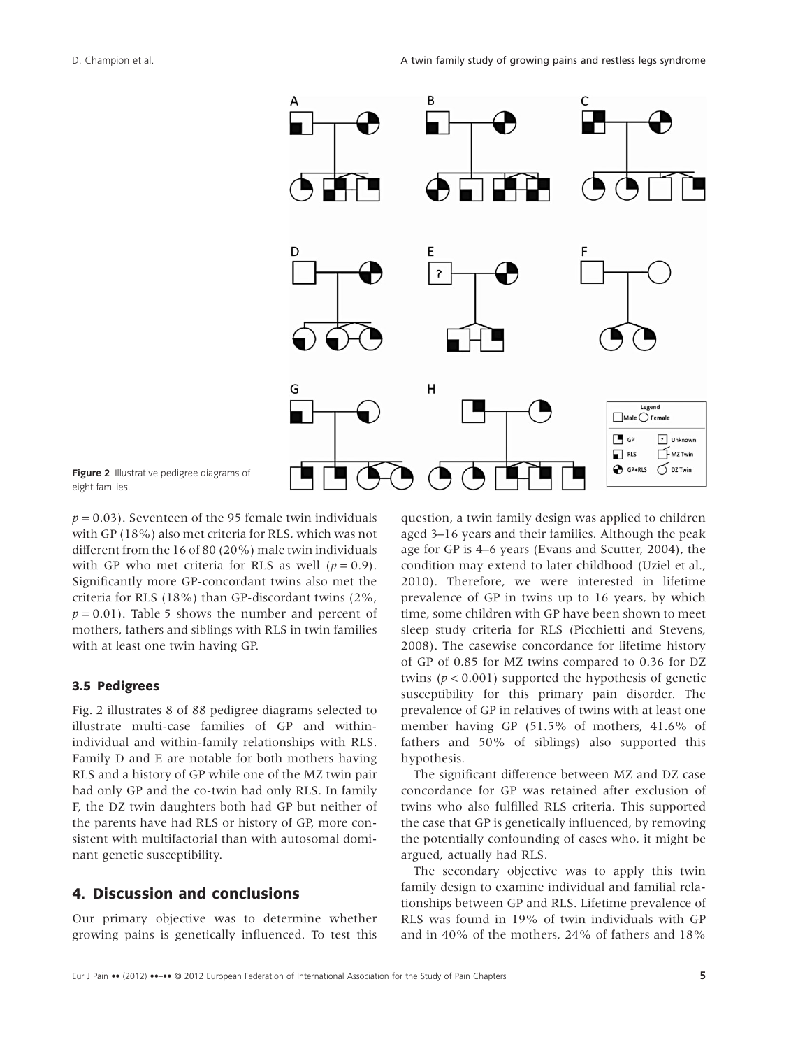Figure 2 Illustrative pedigree diagrams of eight families.

$p = 0.03$). Seventeen of the 95 female twin individuals with GP (18%) also met criteria for RLS, which was not different from the 16 of 80 (20%) male twin individuals with GP who met criteria for RLS as well ($p = 0.9$). Significantly more GP-concordant twins also met the criteria for RLS (18%) than GP-discordant twins (2%, $p = 0.01$). Table 5 shows the number and percent of mothers, fathers and siblings with RLS in twin families with at least one twin having GP.

### 3.5 Pedigrees

Fig. 2 illustrates 8 of 88 pedigree diagrams selected to illustrate multi-case families of GP and within-individual and within-family relationships with RLS. Family D and E are notable for both mothers having RLS and a history of GP while one of the MZ twin pair had only GP and the co-twin had only RLS. In family F, the DZ twin daughters both had GP but neither of the parents have had RLS or history of GP, more consistent with multifactorial than with autosomal dominant genetic susceptibility.

## 4. Discussion and conclusions

Our primary objective was to determine whether growing pains is genetically influenced. To test this question, a twin family design was applied to children aged 3–16 years and their families. Although the peak age for GP is 4–6 years (Evans and Scutter, 2004), the condition may extend to later childhood (Uziel et al., 2010). Therefore, we were interested in lifetime prevalence of GP in twins up to 16 years, by which time, some children with GP have been shown to meet sleep study criteria for RLS (Picchietti and Stevens, 2008). The casewise concordance for lifetime history of GP of 0.85 for MZ twins compared to 0.36 for DZ twins ($p < 0.001$) supported the hypothesis of genetic susceptibility for this primary pain disorder. The prevalence of GP in relatives of twins with at least one member having GP (51.5% of mothers, 41.6% of fathers and 50% of siblings) also supported this hypothesis.

The significant difference between MZ and DZ case concordance for GP was retained after exclusion of twins who also fulfilled RLS criteria. This supported the case that GP is genetically influenced, by removing the potentially confounding of cases who, it might be argued, actually had RLS.

The secondary objective was to apply this twin family design to examine individual and familial relationships between GP and RLS. Lifetime prevalence of RLS was found in 19% of twin individuals with GP and in 40% of the mothers, 24% of fathers and 18%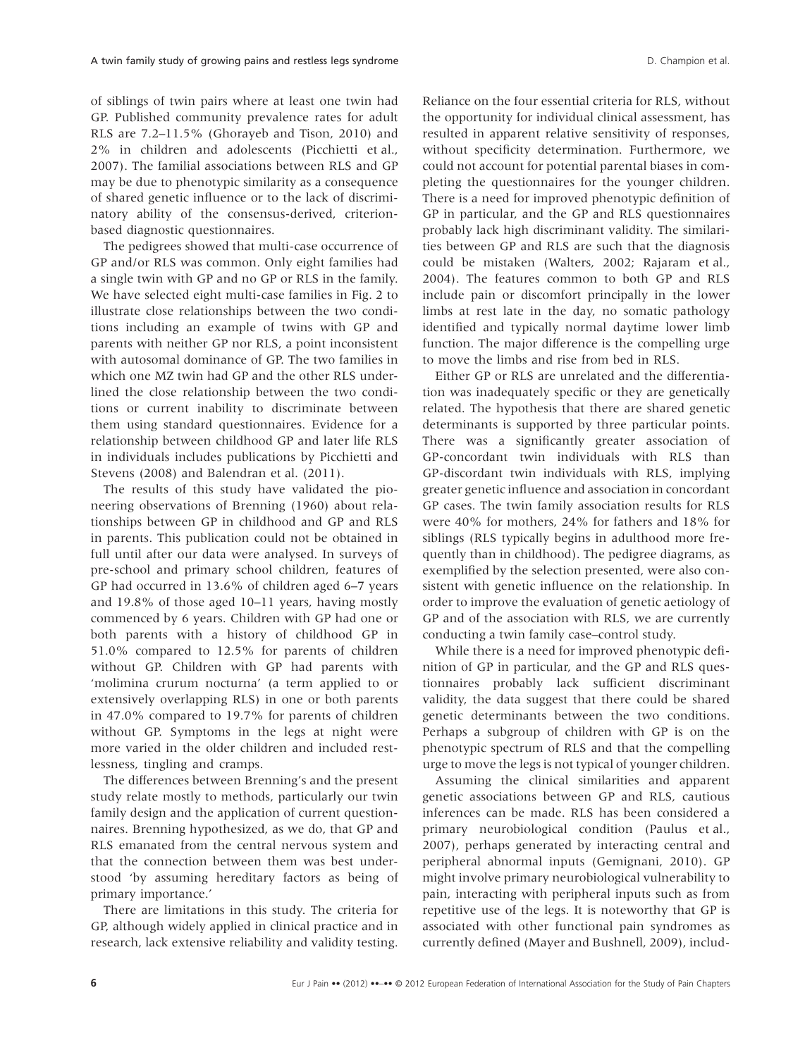of siblings of twin pairs where at least one twin had GP. Published community prevalence rates for adult RLS are 7.2–11.5% (Ghorayeb and Tison, 2010) and 2% in children and adolescents (Picchietti et al., 2007). The familial associations between RLS and GP may be due to phenotypic similarity as a consequence of shared genetic influence or to the lack of discriminatory ability of the consensus-derived, criterion-based diagnostic questionnaires.

The pedigrees showed that multi-case occurrence of GP and/or RLS was common. Only eight families had a single twin with GP and no GP or RLS in the family. We have selected eight multi-case families in Fig. 2 to illustrate close relationships between the two conditions including an example of twins with GP and parents with neither GP nor RLS, a point inconsistent with autosomal dominance of GP. The two families in which one MZ twin had GP and the other RLS underlined the close relationship between the two conditions or current inability to discriminate between them using standard questionnaires. Evidence for a relationship between childhood GP and later life RLS in individuals includes publications by Picchietti and Stevens (2008) and Balendran et al. (2011).

The results of this study have validated the pioneering observations of Brenning (1960) about relationships between GP in childhood and GP and RLS in parents. This publication could not be obtained in full until after our data were analysed. In surveys of pre-school and primary school children, features of GP had occurred in 13.6% of children aged 6–7 years and 19.8% of those aged 10–11 years, having mostly commenced by 6 years. Children with GP had one or both parents with a history of childhood GP in 51.0% compared to 12.5% for parents of children without GP. Children with GP had parents with 'molimina crurum nocturna' (a term applied to or extensively overlapping RLS) in one or both parents in 47.0% compared to 19.7% for parents of children without GP. Symptoms in the legs at night were more varied in the older children and included restlessness, tingling and cramps.

The differences between Brenning's and the present study relate mostly to methods, particularly our twin family design and the application of current questionnaires. Brenning hypothesized, as we do, that GP and RLS emanated from the central nervous system and that the connection between them was best understood 'by assuming hereditary factors as being of primary importance.'

There are limitations in this study. The criteria for GP, although widely applied in clinical practice and in research, lack extensive reliability and validity testing. Reliance on the four essential criteria for RLS, without the opportunity for individual clinical assessment, has resulted in apparent relative sensitivity of responses, without specificity determination. Furthermore, we could not account for potential parental biases in completing the questionnaires for the younger children. There is a need for improved phenotypic definition of GP in particular, and the GP and RLS questionnaires probably lack high discriminant validity. The similarities between GP and RLS are such that the diagnosis could be mistaken (Walters, 2002; Rajaram et al., 2004). The features common to both GP and RLS include pain or discomfort principally in the lower limbs at rest late in the day, no somatic pathology identified and typically normal daytime lower limb function. The major difference is the compelling urge to move the limbs and rise from bed in RLS.

Either GP or RLS are unrelated and the differentiation was inadequately specific or they are genetically related. The hypothesis that there are shared genetic determinants is supported by three particular points. There was a significantly greater association of GP-concordant twin individuals with RLS than GP-discordant twin individuals with RLS, implying greater genetic influence and association in concordant GP cases. The twin family association results for RLS were 40% for mothers, 24% for fathers and 18% for siblings (RLS typically begins in adulthood more frequently than in childhood). The pedigree diagrams, as exemplified by the selection presented, were also consistent with genetic influence on the relationship. In order to improve the evaluation of genetic aetiology of GP and of the association with RLS, we are currently conducting a twin family case–control study.

While there is a need for improved phenotypic definition of GP in particular, and the GP and RLS questionnaires probably lack sufficient discriminant validity, the data suggest that there could be shared genetic determinants between the two conditions. Perhaps a subgroup of children with GP is on the phenotypic spectrum of RLS and that the compelling urge to move the legs is not typical of younger children.

Assuming the clinical similarities and apparent genetic associations between GP and RLS, cautious inferences can be made. RLS has been considered a primary neurobiological condition (Paulus et al., 2007), perhaps generated by interacting central and peripheral abnormal inputs (Gemignani, 2010). GP might involve primary neurobiological vulnerability to pain, interacting with peripheral inputs such as from repetitive use of the legs. It is noteworthy that GP is associated with other functional pain syndromes as currently defined (Mayer and Bushnell, 2009), includ-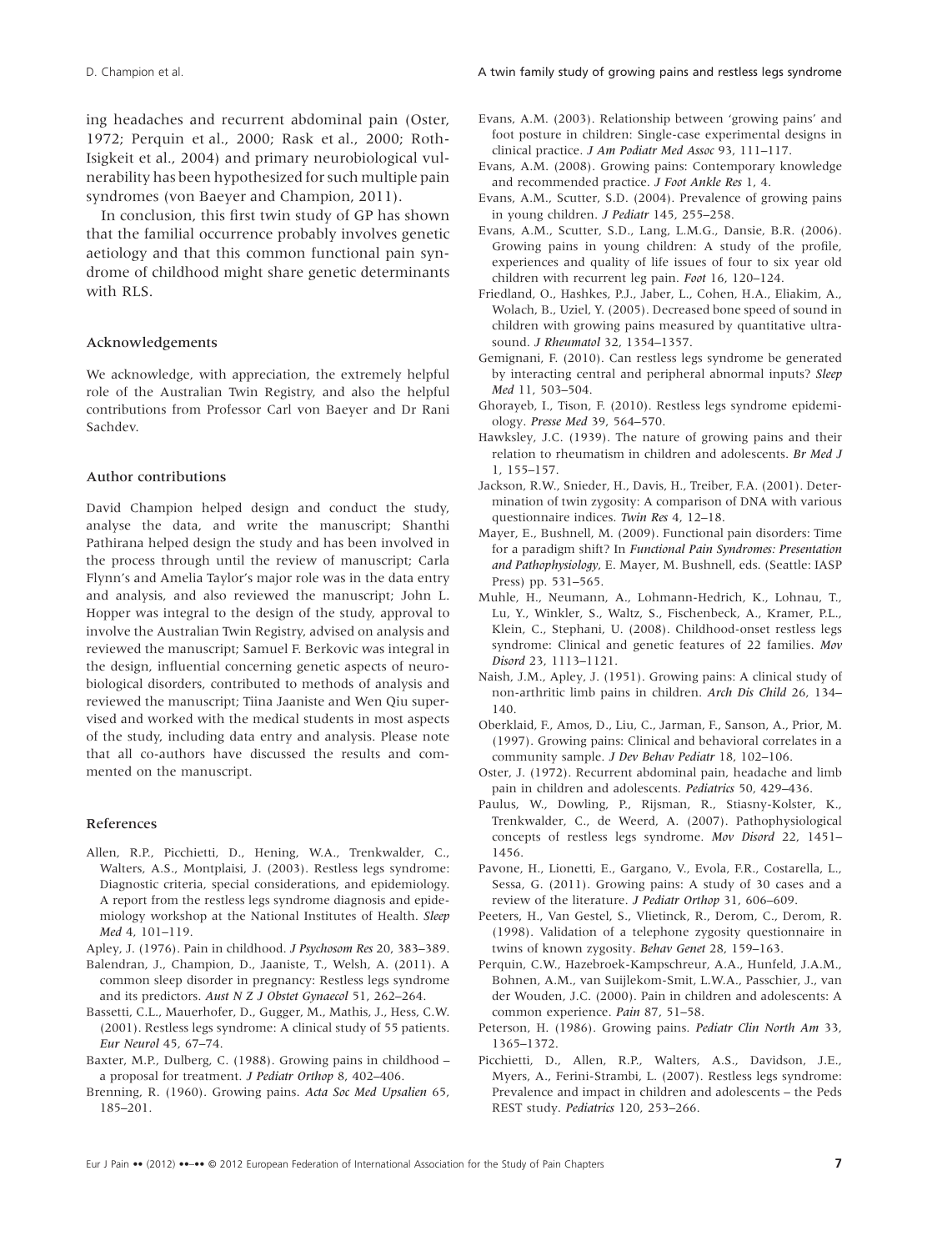ing headaches and recurrent abdominal pain (Oster, 1972; Perquin et al., 2000; Rask et al., 2000; Roth-Isigkeit et al., 2004) and primary neurobiological vulnerability has been hypothesized for such multiple pain syndromes (von Baeyer and Champion, 2011).

In conclusion, this first twin study of GP has shown that the familial occurrence probably involves genetic aetiology and that this common functional pain syndrome of childhood might share genetic determinants with RLS.

### Acknowledgements

We acknowledge, with appreciation, the extremely helpful role of the Australian Twin Registry, and also the helpful contributions from Professor Carl von Baeyer and Dr Rani Sachdev.

### Author contributions

David Champion helped design and conduct the study, analyse the data, and write the manuscript; Shanthi Pathirana helped design the study and has been involved in the process through until the review of manuscript; Carla Flynn's and Amelia Taylor's major role was in the data entry and analysis, and also reviewed the manuscript; John L. Hopper was integral to the design of the study, approval to involve the Australian Twin Registry, advised on analysis and reviewed the manuscript; Samuel F. Berkovic was integral in the design, influential concerning genetic aspects of neurobiological disorders, contributed to methods of analysis and reviewed the manuscript; Tiina Jaaniste and Wen Qiu supervised and worked with the medical students in most aspects of the study, including data entry and analysis. Please note that all co-authors have discussed the results and commented on the manuscript.

### References

Allen, R.P., Picchietti, D., Hening, W.A., Trenkwalder, C., Walters, A.S., Montplaisi, J. (2003). Restless legs syndrome: Diagnostic criteria, special considerations, and epidemiology. A report from the restless legs syndrome diagnosis and epidemiology workshop at the National Institutes of Health. *Sleep Med* 4, 101–119.

Apley, J. (1976). Pain in childhood. *J Psychosom Res* 20, 383–389.

Balendran, J., Champion, D., Jaaniste, T., Welsh, A. (2011). A common sleep disorder in pregnancy: Restless legs syndrome and its predictors. *Aust N Z J Obstet Gynaecol* 51, 262–264.

Bassetti, C.L., Mauerhofer, D., Gugger, M., Mathis, J., Hess, C.W. (2001). Restless legs syndrome: A clinical study of 55 patients. *Eur Neurol* 45, 67–74.

Baxter, M.P., Dulberg, C. (1988). Growing pains in childhood – a proposal for treatment. *J Pediatr Orthop* 8, 402–406.

Brenning, R. (1960). Growing pains. *Acta Soc Med Upsalien* 65, 185–201.

Evans, A.M. (2003). Relationship between 'growing pains' and foot posture in children: Single-case experimental designs in clinical practice. *J Am Podiatr Med Assoc* 93, 111–117.

Evans, A.M. (2008). Growing pains: Contemporary knowledge and recommended practice. *J Foot Ankle Res* 1, 4.

Evans, A.M., Scutter, S.D. (2004). Prevalence of growing pains in young children. *J Pediatr* 145, 255–258.

Evans, A.M., Scutter, S.D., Lang, L.M.G., Dansie, B.R. (2006). Growing pains in young children: A study of the profile, experiences and quality of life issues of four to six year old children with recurrent leg pain. *Foot* 16, 120–124.

Friedland, O., Hashkes, P.J., Jaber, L., Cohen, H.A., Eliakim, A., Wolach, B., Uziel, Y. (2005). Decreased bone speed of sound in children with growing pains measured by quantitative ultrasound. *J Rheumatol* 32, 1354–1357.

Gemignani, F. (2010). Can restless legs syndrome be generated by interacting central and peripheral abnormal inputs? *Sleep Med* 11, 503–504.

Ghorayeb, I., Tison, F. (2010). Restless legs syndrome epidemiology. *Presse Med* 39, 564–570.

Hawksley, J.C. (1939). The nature of growing pains and their relation to rheumatism in children and adolescents. *Br Med J* 1, 155–157.

Jackson, R.W., Snieder, H., Davis, H., Treiber, F.A. (2001). Determination of twin zygosity: A comparison of DNA with various questionnaire indices. *Twin Res* 4, 12–18.

Mayer, E., Bushnell, M. (2009). Functional pain disorders: Time for a paradigm shift? In *Functional Pain Syndromes: Presentation and Pathophysiology*, E. Mayer, M. Bushnell, eds. (Seattle: IASP Press) pp. 531–565.

Muhle, H., Neumann, A., Lohmann-Hedrich, K., Lohnau, T., Lu, Y., Winkler, S., Waltz, S., Fischenbeck, A., Kramer, P.L., Klein, C., Stephani, U. (2008). Childhood-onset restless legs syndrome: Clinical and genetic features of 22 families. *Mov Disord* 23, 1113–1121.

Naish, J.M., Apley, J. (1951). Growing pains: A clinical study of non-arthritic limb pains in children. *Arch Dis Child* 26, 134–140.

Oberklaid, F., Amos, D., Liu, C., Jarman, F., Sanson, A., Prior, M. (1997). Growing pains: Clinical and behavioral correlates in a community sample. *J Dev Behav Pediatr* 18, 102–106.

Oster, J. (1972). Recurrent abdominal pain, headache and limb pain in children and adolescents. *Pediatrics* 50, 429–436.

Paulus, W., Dowling, P., Rijsman, R., Stiasny-Kolster, K., Trenkwalder, C., de Weerd, A. (2007). Pathophysiological concepts of restless legs syndrome. *Mov Disord* 22, 1451–1456.

Pavone, H., Lionetti, E., Gargano, V., Evola, F.R., Costarella, L., Sessa, G. (2011). Growing pains: A study of 30 cases and a review of the literature. *J Pediatr Orthop* 31, 606–609.

Peeters, H., Van Gestel, S., Vlietinck, R., Derom, C., Derom, R. (1998). Validation of a telephone zygosity questionnaire in twins of known zygosity. *Behav Genet* 28, 159–163.

Perquin, C.W., Hazebroek-Kampschreur, A.A., Hunfeld, J.A.M., Bohnen, A.M., van Suijlekom-Smit, L.W.A., Passchier, J., van der Wouden, J.C. (2000). Pain in children and adolescents: A common experience. *Pain* 87, 51–58.

Peterson, H. (1986). Growing pains. *Pediatr Clin North Am* 33, 1365–1372.

Picchietti, D., Allen, R.P., Walters, A.S., Davidson, J.E., Myers, A., Ferini-Strambi, L. (2007). Restless legs syndrome: Prevalence and impact in children and adolescents – the Peds REST study. *Pediatrics* 120, 253–266.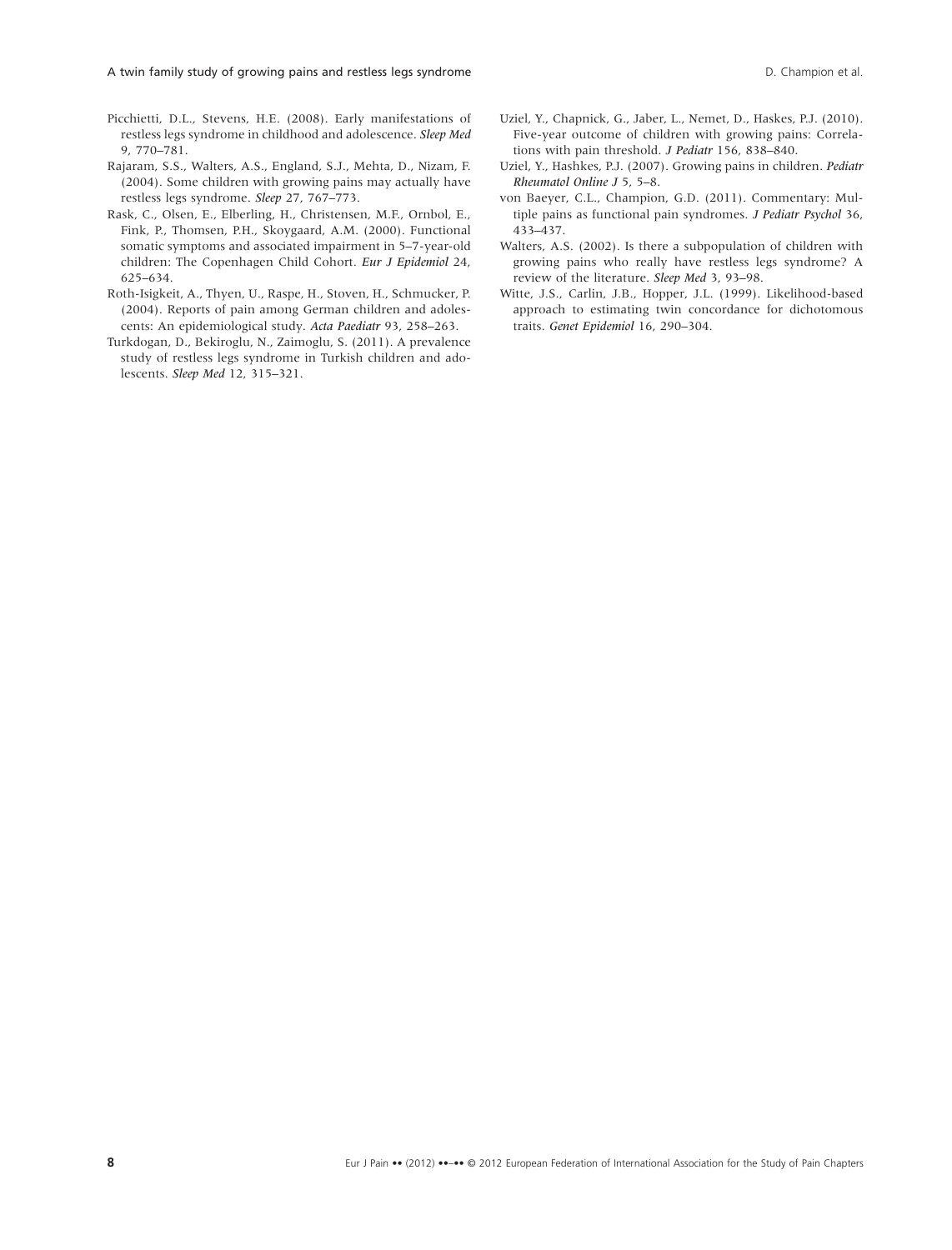Picchietti, D.L., Stevens, H.E. (2008). Early manifestations of restless legs syndrome in childhood and adolescence. *Sleep Med* 9, 770–781.

Rajaram, S.S., Walters, A.S., England, S.J., Mehta, D., Nizam, F. (2004). Some children with growing pains may actually have restless legs syndrome. *Sleep* 27, 767–773.

Rask, C., Olsen, E., Elberling, H., Christensen, M.F., Ornbol, E., Fink, P., Thomsen, P.H., Skoygaard, A.M. (2000). Functional somatic symptoms and associated impairment in 5–7-year-old children: The Copenhagen Child Cohort. *Eur J Epidemiol* 24, 625–634.

Roth-Isigkeit, A., Thyen, U., Raspe, H., Stoven, H., Schmucker, P. (2004). Reports of pain among German children and adolescents: An epidemiological study. *Acta Paediatr* 93, 258–263.

Turkdogan, D., Bekiroglu, N., Zaimoglu, S. (2011). A prevalence study of restless legs syndrome in Turkish children and adolescents. *Sleep Med* 12, 315–321.

Uziel, Y., Chapnick, G., Jaber, L., Nemet, D., Haskes, P.J. (2010). Five-year outcome of children with growing pains: Correlations with pain threshold. *J Pediatr* 156, 838–840.

Uziel, Y., Hashkes, P.J. (2007). Growing pains in children. *Pediatr Rheumatol Online J* 5, 5–8.

von Baeyer, C.L., Champion, G.D. (2011). Commentary: Multiple pains as functional pain syndromes. *J Pediatr Psychol* 36, 433–437.

Walters, A.S. (2002). Is there a subpopulation of children with growing pains who really have restless legs syndrome? A review of the literature. *Sleep Med* 3, 93–98.

Witte, J.S., Carlin, J.B., Hopper, J.L. (1999). Likelihood-based approach to estimating twin concordance for dichotomous traits. *Genet Epidemiol* 16, 290–304.